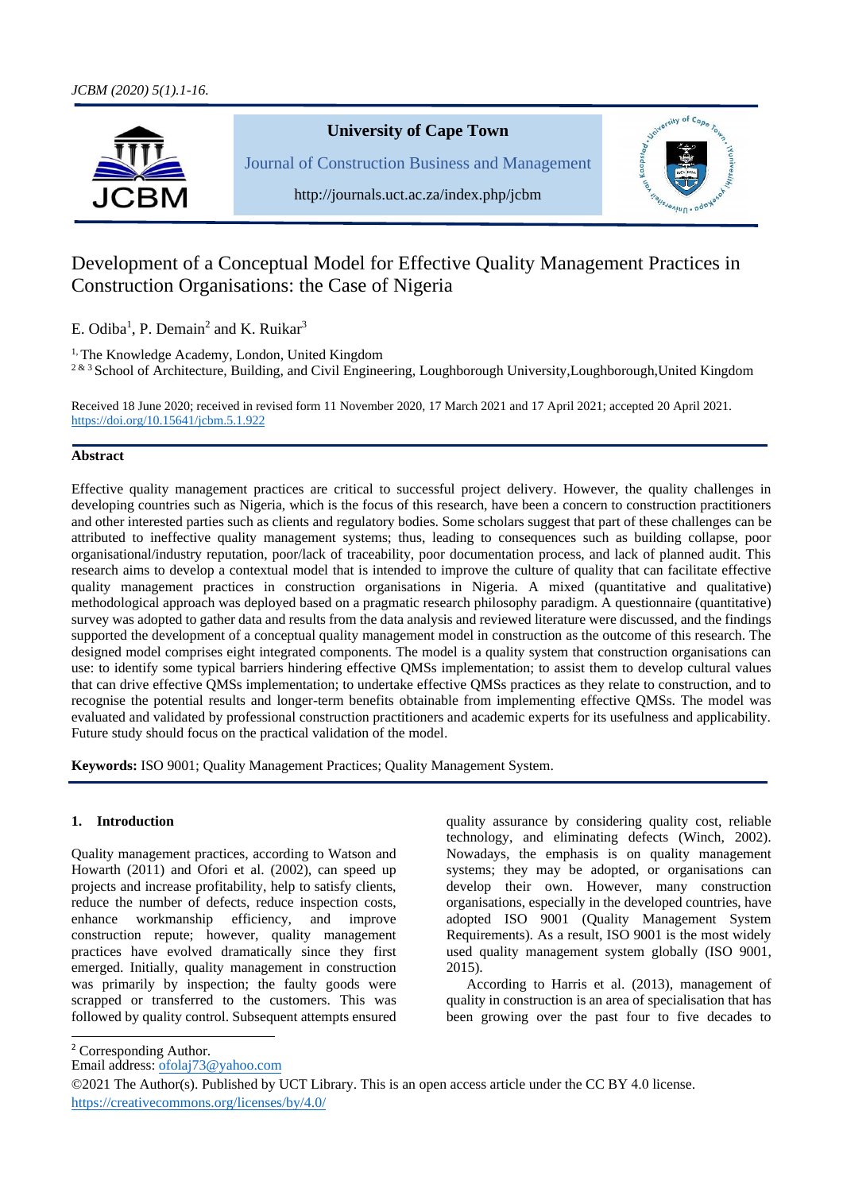University of Cape Town

Journal of Construction Business and Management

http://journals.uct.ac.za/index.php/jcbm

# Development of a Conceptual Model for Effective Quality Management Practices in Construction Organisations: the Case of Nigeria

E. Odiba[1], P. Demain[2] and K. Ruikar[3]

[1] The Knowledge Academy, London, United Kingdom
[2 & 3] School of Architecture, Building, and Civil Engineering, Loughborough University,Loughborough,United Kingdom

Received 18 June 2020; received in revised form 11 November 2020, 17 March 2021 and 17 April 2021; accepted 20 April 2021.
https://doi.org/10.15641/jcbm.5.1.922

## Abstract

Effective quality management practices are critical to successful project delivery. However, the quality challenges in developing countries such as Nigeria, which is the focus of this research, have been a concern to construction practitioners and other interested parties such as clients and regulatory bodies. Some scholars suggest that part of these challenges can be attributed to ineffective quality management systems; thus, leading to consequences such as building collapse, poor organisational/industry reputation, poor/lack of traceability, poor documentation process, and lack of planned audit. This research aims to develop a contextual model that is intended to improve the culture of quality that can facilitate effective quality management practices in construction organisations in Nigeria. A mixed (quantitative and qualitative) methodological approach was deployed based on a pragmatic research philosophy paradigm. A questionnaire (quantitative) survey was adopted to gather data and results from the data analysis and reviewed literature were discussed, and the findings supported the development of a conceptual quality management model in construction as the outcome of this research. The designed model comprises eight integrated components. The model is a quality system that construction organisations can use: to identify some typical barriers hindering effective QMSs implementation; to assist them to develop cultural values that can drive effective QMSs implementation; to undertake effective QMSs practices as they relate to construction, and to recognise the potential results and longer-term benefits obtainable from implementing effective QMSs. The model was evaluated and validated by professional construction practitioners and academic experts for its usefulness and applicability. Future study should focus on the practical validation of the model.

**Keywords:** ISO 9001; Quality Management Practices; Quality Management System.

## 1. Introduction

Quality management practices, according to Watson and Howarth (2011) and Ofori et al. (2002), can speed up projects and increase profitability, help to satisfy clients, reduce the number of defects, reduce inspection costs, enhance workmanship efficiency, and improve construction repute; however, quality management practices have evolved dramatically since they first emerged. Initially, quality management in construction was primarily by inspection; the faulty goods were scrapped or transferred to the customers. This was followed by quality control. Subsequent attempts ensured quality assurance by considering quality cost, reliable technology, and eliminating defects (Winch, 2002). Nowadays, the emphasis is on quality management systems; they may be adopted, or organisations can develop their own. However, many construction organisations, especially in the developed countries, have adopted ISO 9001 (Quality Management System Requirements). As a result, ISO 9001 is the most widely used quality management system globally (ISO 9001, 2015).

According to Harris et al. (2013), management of quality in construction is an area of specialisation that has been growing over the past four to five decades to

[2] Corresponding Author.
Email address: ofolaj73@yahoo.com

©2021 The Author(s). Published by UCT Library. This is an open access article under the CC BY 4.0 license. https://creativecommons.org/licenses/by/4.0/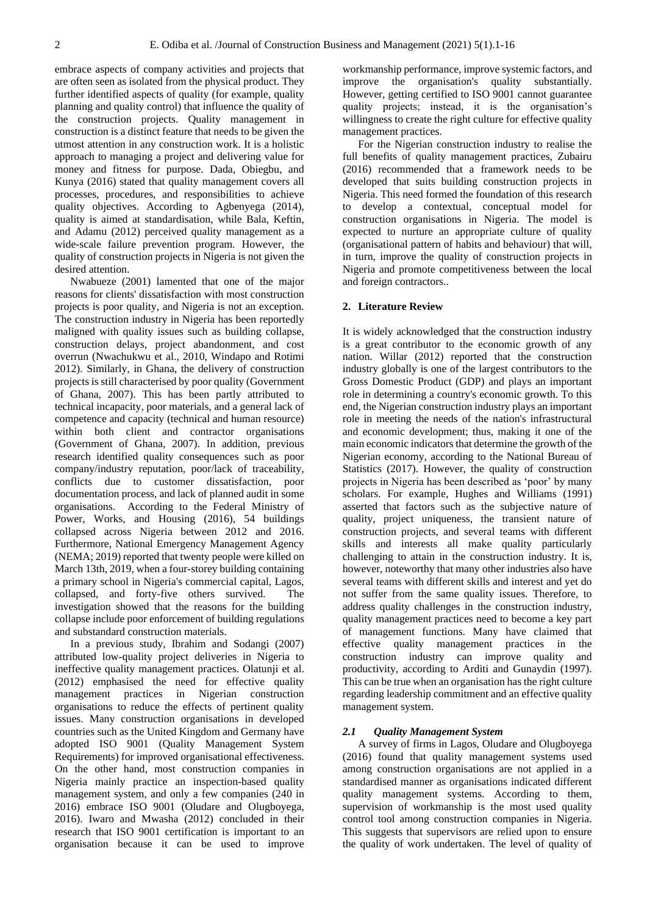embrace aspects of company activities and projects that are often seen as isolated from the physical product. They further identified aspects of quality (for example, quality planning and quality control) that influence the quality of the construction projects. Quality management in construction is a distinct feature that needs to be given the utmost attention in any construction work. It is a holistic approach to managing a project and delivering value for money and fitness for purpose. Dada, Obiegbu, and Kunya (2016) stated that quality management covers all processes, procedures, and responsibilities to achieve quality objectives. According to Agbenyega (2014), quality is aimed at standardisation, while Bala, Keftin, and Adamu (2012) perceived quality management as a wide-scale failure prevention program. However, the quality of construction projects in Nigeria is not given the desired attention.

Nwabueze (2001) lamented that one of the major reasons for clients' dissatisfaction with most construction projects is poor quality, and Nigeria is not an exception. The construction industry in Nigeria has been reportedly maligned with quality issues such as building collapse, construction delays, project abandonment, and cost overrun (Nwachukwu et al., 2010, Windapo and Rotimi 2012). Similarly, in Ghana, the delivery of construction projects is still characterised by poor quality (Government of Ghana, 2007). This has been partly attributed to technical incapacity, poor materials, and a general lack of competence and capacity (technical and human resource) within both client and contractor organisations (Government of Ghana, 2007). In addition, previous research identified quality consequences such as poor company/industry reputation, poor/lack of traceability, conflicts due to customer dissatisfaction, poor documentation process, and lack of planned audit in some organisations. According to the Federal Ministry of Power, Works, and Housing (2016), 54 buildings collapsed across Nigeria between 2012 and 2016. Furthermore, National Emergency Management Agency (NEMA; 2019) reported that twenty people were killed on March 13th, 2019, when a four-storey building containing a primary school in Nigeria's commercial capital, Lagos, collapsed, and forty-five others survived. The investigation showed that the reasons for the building collapse include poor enforcement of building regulations and substandard construction materials.

In a previous study, Ibrahim and Sodangi (2007) attributed low-quality project deliveries in Nigeria to ineffective quality management practices. Olatunji et al. (2012) emphasised the need for effective quality management practices in Nigerian construction organisations to reduce the effects of pertinent quality issues. Many construction organisations in developed countries such as the United Kingdom and Germany have adopted ISO 9001 (Quality Management System Requirements) for improved organisational effectiveness. On the other hand, most construction companies in Nigeria mainly practice an inspection-based quality management system, and only a few companies (240 in 2016) embrace ISO 9001 (Oludare and Olugboyega, 2016). Iwaro and Mwasha (2012) concluded in their research that ISO 9001 certification is important to an organisation because it can be used to improve workmanship performance, improve systemic factors, and improve the organisation's quality substantially. However, getting certified to ISO 9001 cannot guarantee quality projects; instead, it is the organisation's willingness to create the right culture for effective quality management practices.

For the Nigerian construction industry to realise the full benefits of quality management practices, Zubairu (2016) recommended that a framework needs to be developed that suits building construction projects in Nigeria. This need formed the foundation of this research to develop a contextual, conceptual model for construction organisations in Nigeria. The model is expected to nurture an appropriate culture of quality (organisational pattern of habits and behaviour) that will, in turn, improve the quality of construction projects in Nigeria and promote competitiveness between the local and foreign contractors..

## 2. Literature Review

It is widely acknowledged that the construction industry is a great contributor to the economic growth of any nation. Willar (2012) reported that the construction industry globally is one of the largest contributors to the Gross Domestic Product (GDP) and plays an important role in determining a country's economic growth. To this end, the Nigerian construction industry plays an important role in meeting the needs of the nation's infrastructural and economic development; thus, making it one of the main economic indicators that determine the growth of the Nigerian economy, according to the National Bureau of Statistics (2017). However, the quality of construction projects in Nigeria has been described as 'poor' by many scholars. For example, Hughes and Williams (1991) asserted that factors such as the subjective nature of quality, project uniqueness, the transient nature of construction projects, and several teams with different skills and interests all make quality particularly challenging to attain in the construction industry. It is, however, noteworthy that many other industries also have several teams with different skills and interest and yet do not suffer from the same quality issues. Therefore, to address quality challenges in the construction industry, quality management practices need to become a key part of management functions. Many have claimed that effective quality management practices in the construction industry can improve quality and productivity, according to Arditi and Gunaydin (1997). This can be true when an organisation has the right culture regarding leadership commitment and an effective quality management system.

### *2.1 Quality Management System*

A survey of firms in Lagos, Oludare and Olugboyega (2016) found that quality management systems used among construction organisations are not applied in a standardised manner as organisations indicated different quality management systems. According to them, supervision of workmanship is the most used quality control tool among construction companies in Nigeria. This suggests that supervisors are relied upon to ensure the quality of work undertaken. The level of quality of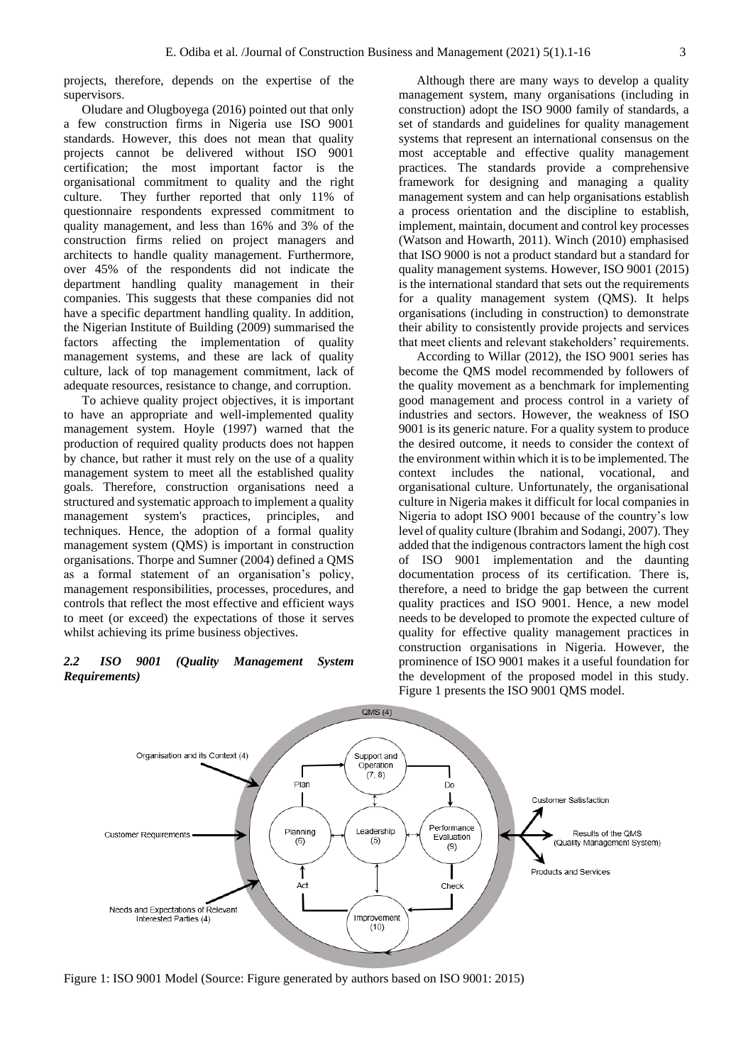projects, therefore, depends on the expertise of the supervisors.

Oludare and Olugboyega (2016) pointed out that only a few construction firms in Nigeria use ISO 9001 standards. However, this does not mean that quality projects cannot be delivered without ISO 9001 certification; the most important factor is the organisational commitment to quality and the right culture. They further reported that only 11% of questionnaire respondents expressed commitment to quality management, and less than 16% and 3% of the construction firms relied on project managers and architects to handle quality management. Furthermore, over 45% of the respondents did not indicate the department handling quality management in their companies. This suggests that these companies did not have a specific department handling quality. In addition, the Nigerian Institute of Building (2009) summarised the factors affecting the implementation of quality management systems, and these are lack of quality culture, lack of top management commitment, lack of adequate resources, resistance to change, and corruption.

To achieve quality project objectives, it is important to have an appropriate and well-implemented quality management system. Hoyle (1997) warned that the production of required quality products does not happen by chance, but rather it must rely on the use of a quality management system to meet all the established quality goals. Therefore, construction organisations need a structured and systematic approach to implement a quality management system's practices, principles, and techniques. Hence, the adoption of a formal quality management system (QMS) is important in construction organisations. Thorpe and Sumner (2004) defined a QMS as a formal statement of an organisation's policy, management responsibilities, processes, procedures, and controls that reflect the most effective and efficient ways to meet (or exceed) the expectations of those it serves whilst achieving its prime business objectives.

### *2.2 ISO 9001 (Quality Management System Requirements)*

Although there are many ways to develop a quality management system, many organisations (including in construction) adopt the ISO 9000 family of standards, a set of standards and guidelines for quality management systems that represent an international consensus on the most acceptable and effective quality management practices. The standards provide a comprehensive framework for designing and managing a quality management system and can help organisations establish a process orientation and the discipline to establish, implement, maintain, document and control key processes (Watson and Howarth, 2011). Winch (2010) emphasised that ISO 9000 is not a product standard but a standard for quality management systems. However, ISO 9001 (2015) is the international standard that sets out the requirements for a quality management system (QMS). It helps organisations (including in construction) to demonstrate their ability to consistently provide projects and services that meet clients and relevant stakeholders' requirements.

According to Willar (2012), the ISO 9001 series has become the QMS model recommended by followers of the quality movement as a benchmark for implementing good management and process control in a variety of industries and sectors. However, the weakness of ISO 9001 is its generic nature. For a quality system to produce the desired outcome, it needs to consider the context of the environment within which it is to be implemented. The context includes the national, vocational, and organisational culture. Unfortunately, the organisational culture in Nigeria makes it difficult for local companies in Nigeria to adopt ISO 9001 because of the country's low level of quality culture (Ibrahim and Sodangi, 2007). They added that the indigenous contractors lament the high cost of ISO 9001 implementation and the daunting documentation process of its certification. There is, therefore, a need to bridge the gap between the current quality practices and ISO 9001. Hence, a new model needs to be developed to promote the expected culture of quality for effective quality management practices in construction organisations in Nigeria. However, the prominence of ISO 9001 makes it a useful foundation for the development of the proposed model in this study. Figure 1 presents the ISO 9001 QMS model.

Figure 1: ISO 9001 Model (Source: Figure generated by authors based on ISO 9001: 2015)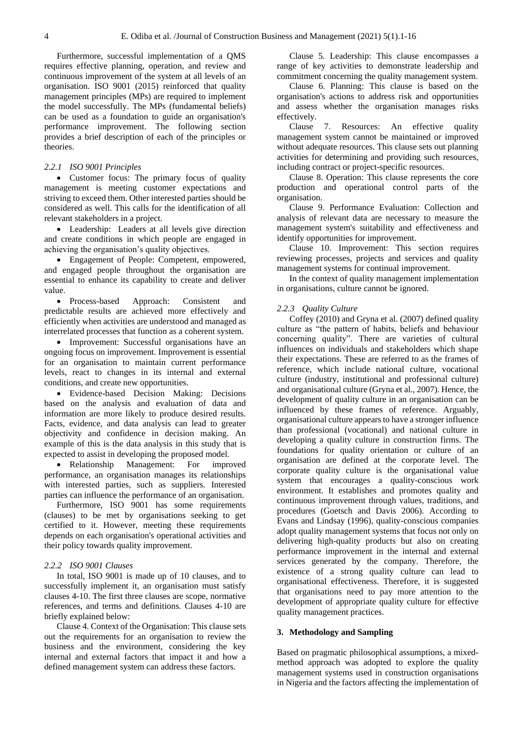Furthermore, successful implementation of a QMS requires effective planning, operation, and review and continuous improvement of the system at all levels of an organisation. ISO 9001 (2015) reinforced that quality management principles (MPs) are required to implement the model successfully. The MPs (fundamental beliefs) can be used as a foundation to guide an organisation's performance improvement. The following section provides a brief description of each of the principles or theories.

### *2.2.1 ISO 9001 Principles*

- Customer focus: The primary focus of quality management is meeting customer expectations and striving to exceed them. Other interested parties should be considered as well. This calls for the identification of all relevant stakeholders in a project.
- Leadership: Leaders at all levels give direction and create conditions in which people are engaged in achieving the organisation's quality objectives.
- Engagement of People: Competent, empowered, and engaged people throughout the organisation are essential to enhance its capability to create and deliver value.
- Process-based Approach: Consistent and predictable results are achieved more effectively and efficiently when activities are understood and managed as interrelated processes that function as a coherent system.
- Improvement: Successful organisations have an ongoing focus on improvement. Improvement is essential for an organisation to maintain current performance levels, react to changes in its internal and external conditions, and create new opportunities.
- Evidence-based Decision Making: Decisions based on the analysis and evaluation of data and information are more likely to produce desired results. Facts, evidence, and data analysis can lead to greater objectivity and confidence in decision making. An example of this is the data analysis in this study that is expected to assist in developing the proposed model.
- Relationship Management: For improved performance, an organisation manages its relationships with interested parties, such as suppliers. Interested parties can influence the performance of an organisation.

Furthermore, ISO 9001 has some requirements (clauses) to be met by organisations seeking to get certified to it. However, meeting these requirements depends on each organisation's operational activities and their policy towards quality improvement.

### *2.2.2 ISO 9001 Clauses*

In total, ISO 9001 is made up of 10 clauses, and to successfully implement it, an organisation must satisfy clauses 4-10. The first three clauses are scope, normative references, and terms and definitions. Clauses 4-10 are briefly explained below:

Clause 4. Context of the Organisation: This clause sets out the requirements for an organisation to review the business and the environment, considering the key internal and external factors that impact it and how a defined management system can address these factors.

Clause 5. Leadership: This clause encompasses a range of key activities to demonstrate leadership and commitment concerning the quality management system.

Clause 6. Planning: This clause is based on the organisation's actions to address risk and opportunities and assess whether the organisation manages risks effectively.

Clause 7. Resources: An effective quality management system cannot be maintained or improved without adequate resources. This clause sets out planning activities for determining and providing such resources, including contract or project-specific resources.

Clause 8. Operation: This clause represents the core production and operational control parts of the organisation.

Clause 9. Performance Evaluation: Collection and analysis of relevant data are necessary to measure the management system's suitability and effectiveness and identify opportunities for improvement.

Clause 10. Improvement: This section requires reviewing processes, projects and services and quality management systems for continual improvement.

In the context of quality management implementation in organisations, culture cannot be ignored.

### *2.2.3 Quality Culture*

Coffey (2010) and Gryna et al. (2007) defined quality culture as "the pattern of habits, beliefs and behaviour concerning quality". There are varieties of cultural influences on individuals and stakeholders which shape their expectations. These are referred to as the frames of reference, which include national culture, vocational culture (industry, institutional and professional culture) and organisational culture (Gryna et al., 2007). Hence, the development of quality culture in an organisation can be influenced by these frames of reference. Arguably, organisational culture appears to have a stronger influence than professional (vocational) and national culture in developing a quality culture in construction firms. The foundations for quality orientation or culture of an organisation are defined at the corporate level. The corporate quality culture is the organisational value system that encourages a quality-conscious work environment. It establishes and promotes quality and continuous improvement through values, traditions, and procedures (Goetsch and Davis 2006). According to Evans and Lindsay (1996), quality-conscious companies adopt quality management systems that focus not only on delivering high-quality products but also on creating performance improvement in the internal and external services generated by the company. Therefore, the existence of a strong quality culture can lead to organisational effectiveness. Therefore, it is suggested that organisations need to pay more attention to the development of appropriate quality culture for effective quality management practices.

## **3. Methodology and Sampling**

Based on pragmatic philosophical assumptions, a mixed-method approach was adopted to explore the quality management systems used in construction organisations in Nigeria and the factors affecting the implementation of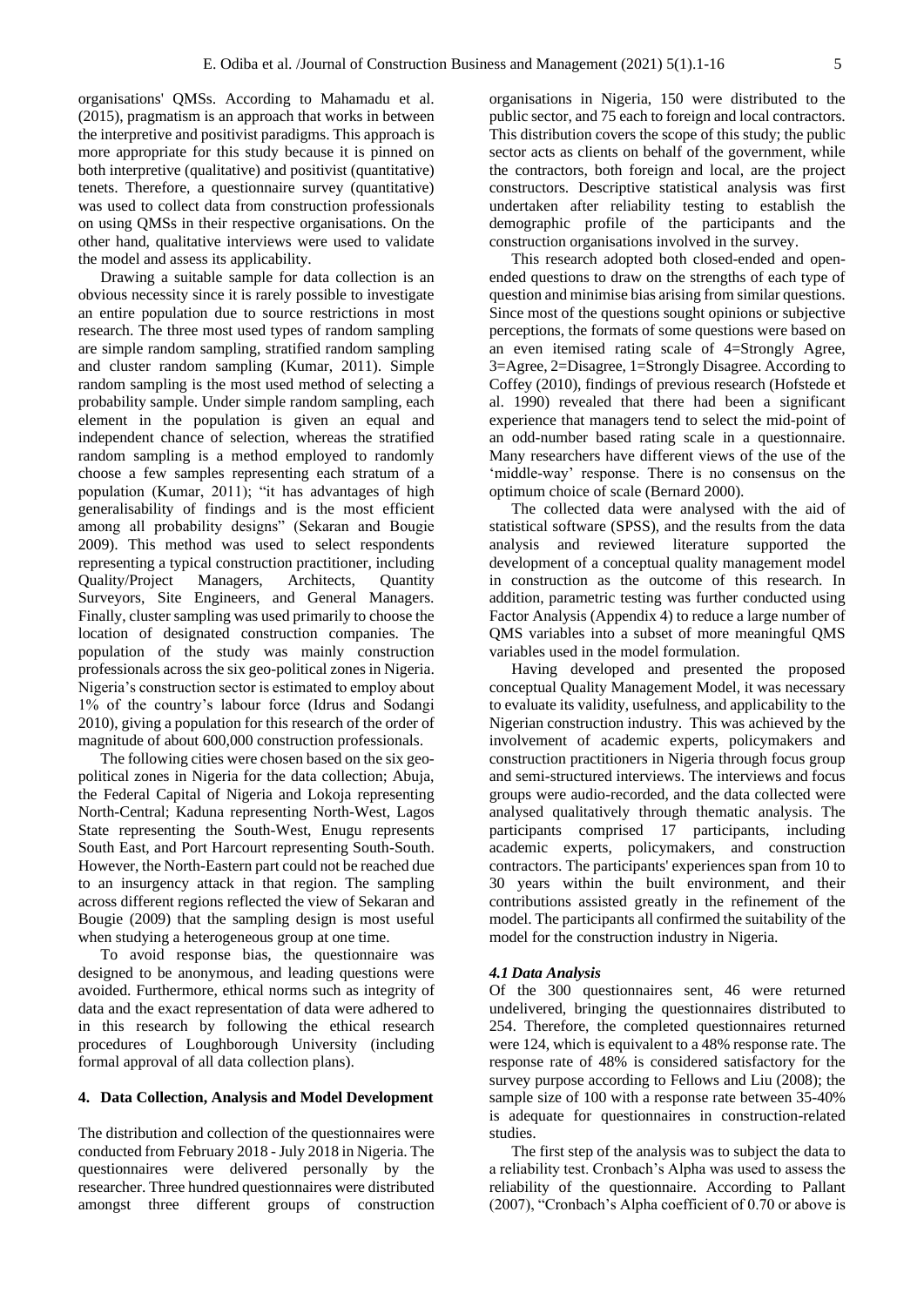organisations' QMSs. According to Mahamadu et al. (2015), pragmatism is an approach that works in between the interpretive and positivist paradigms. This approach is more appropriate for this study because it is pinned on both interpretive (qualitative) and positivist (quantitative) tenets. Therefore, a questionnaire survey (quantitative) was used to collect data from construction professionals on using QMSs in their respective organisations. On the other hand, qualitative interviews were used to validate the model and assess its applicability.

Drawing a suitable sample for data collection is an obvious necessity since it is rarely possible to investigate an entire population due to source restrictions in most research. The three most used types of random sampling are simple random sampling, stratified random sampling and cluster random sampling (Kumar, 2011). Simple random sampling is the most used method of selecting a probability sample. Under simple random sampling, each element in the population is given an equal and independent chance of selection, whereas the stratified random sampling is a method employed to randomly choose a few samples representing each stratum of a population (Kumar, 2011); "it has advantages of high generalisability of findings and is the most efficient among all probability designs" (Sekaran and Bougie 2009). This method was used to select respondents representing a typical construction practitioner, including Quality/Project Managers, Architects, Quantity Surveyors, Site Engineers, and General Managers. Finally, cluster sampling was used primarily to choose the location of designated construction companies. The population of the study was mainly construction professionals across the six geo-political zones in Nigeria. Nigeria's construction sector is estimated to employ about 1% of the country's labour force (Idrus and Sodangi 2010), giving a population for this research of the order of magnitude of about 600,000 construction professionals.

The following cities were chosen based on the six geo-political zones in Nigeria for the data collection; Abuja, the Federal Capital of Nigeria and Lokoja representing North-Central; Kaduna representing North-West, Lagos State representing the South-West, Enugu represents South East, and Port Harcourt representing South-South. However, the North-Eastern part could not be reached due to an insurgency attack in that region. The sampling across different regions reflected the view of Sekaran and Bougie (2009) that the sampling design is most useful when studying a heterogeneous group at one time.

To avoid response bias, the questionnaire was designed to be anonymous, and leading questions were avoided. Furthermore, ethical norms such as integrity of data and the exact representation of data were adhered to in this research by following the ethical research procedures of Loughborough University (including formal approval of all data collection plans).

## 4. Data Collection, Analysis and Model Development

The distribution and collection of the questionnaires were conducted from February 2018 - July 2018 in Nigeria. The questionnaires were delivered personally by the researcher. Three hundred questionnaires were distributed amongst three different groups of construction organisations in Nigeria, 150 were distributed to the public sector, and 75 each to foreign and local contractors. This distribution covers the scope of this study; the public sector acts as clients on behalf of the government, while the contractors, both foreign and local, are the project constructors. Descriptive statistical analysis was first undertaken after reliability testing to establish the demographic profile of the participants and the construction organisations involved in the survey.

This research adopted both closed-ended and open-ended questions to draw on the strengths of each type of question and minimise bias arising from similar questions. Since most of the questions sought opinions or subjective perceptions, the formats of some questions were based on an even itemised rating scale of 4=Strongly Agree, 3=Agree, 2=Disagree, 1=Strongly Disagree. According to Coffey (2010), findings of previous research (Hofstede et al. 1990) revealed that there had been a significant experience that managers tend to select the mid-point of an odd-number based rating scale in a questionnaire. Many researchers have different views of the use of the 'middle-way' response. There is no consensus on the optimum choice of scale (Bernard 2000).

The collected data were analysed with the aid of statistical software (SPSS), and the results from the data analysis and reviewed literature supported the development of a conceptual quality management model in construction as the outcome of this research. In addition, parametric testing was further conducted using Factor Analysis (Appendix 4) to reduce a large number of QMS variables into a subset of more meaningful QMS variables used in the model formulation.

Having developed and presented the proposed conceptual Quality Management Model, it was necessary to evaluate its validity, usefulness, and applicability to the Nigerian construction industry. This was achieved by the involvement of academic experts, policymakers and construction practitioners in Nigeria through focus group and semi-structured interviews. The interviews and focus groups were audio-recorded, and the data collected were analysed qualitatively through thematic analysis. The participants comprised 17 participants, including academic experts, policymakers, and construction contractors. The participants' experiences span from 10 to 30 years within the built environment, and their contributions assisted greatly in the refinement of the model. The participants all confirmed the suitability of the model for the construction industry in Nigeria.

### *4.1 Data Analysis*

Of the 300 questionnaires sent, 46 were returned undelivered, bringing the questionnaires distributed to 254. Therefore, the completed questionnaires returned were 124, which is equivalent to a 48% response rate. The response rate of 48% is considered satisfactory for the survey purpose according to Fellows and Liu (2008); the sample size of 100 with a response rate between 35-40% is adequate for questionnaires in construction-related studies.

The first step of the analysis was to subject the data to a reliability test. Cronbach's Alpha was used to assess the reliability of the questionnaire. According to Pallant (2007), "Cronbach's Alpha coefficient of 0.70 or above is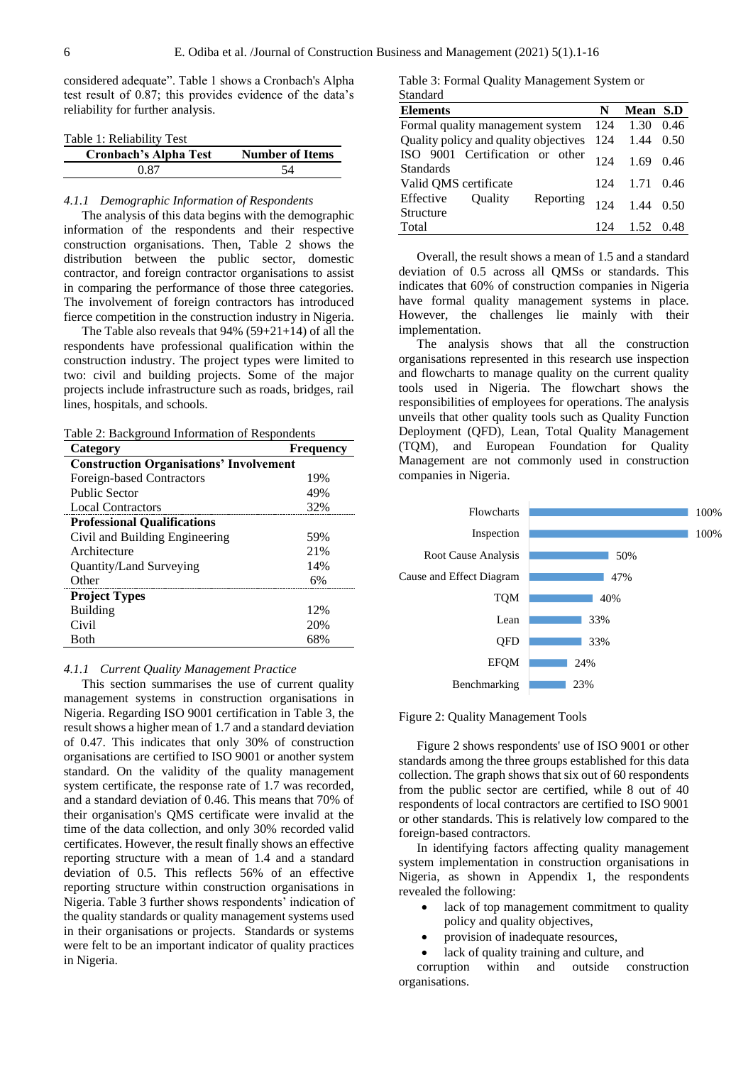considered adequate". Table 1 shows a Cronbach's Alpha test result of 0.87; this provides evidence of the data's reliability for further analysis.

Table 1: Reliability Test

| Cronbach's Alpha Test | Number of Items |
|---|---|
| 0.87 | 54 |

*4.1.1 Demographic Information of Respondents*

The analysis of this data begins with the demographic information of the respondents and their respective construction organisations. Then, Table 2 shows the distribution between the public sector, domestic contractor, and foreign contractor organisations to assist in comparing the performance of those three categories. The involvement of foreign contractors has introduced fierce competition in the construction industry in Nigeria.

The Table also reveals that 94% (59+21+14) of all the respondents have professional qualification within the construction industry. The project types were limited to two: civil and building projects. Some of the major projects include infrastructure such as roads, bridges, rail lines, hospitals, and schools.

Table 2: Background Information of Respondents

| Category | Frequency |
|---|---|
| **Construction Organisations' Involvement** | |
| Foreign-based Contractors | 19% |
| Public Sector | 49% |
| Local Contractors | 32% |
| **Professional Qualifications** | |
| Civil and Building Engineering | 59% |
| Architecture | 21% |
| Quantity/Land Surveying | 14% |
| Other | 6% |
| **Project Types** | |
| Building | 12% |
| Civil | 20% |
| Both | 68% |

*4.1.1 Current Quality Management Practice*

This section summarises the use of current quality management systems in construction organisations in Nigeria. Regarding ISO 9001 certification in Table 3, the result shows a higher mean of 1.7 and a standard deviation of 0.47. This indicates that only 30% of construction organisations are certified to ISO 9001 or another system standard. On the validity of the quality management system certificate, the response rate of 1.7 was recorded, and a standard deviation of 0.46. This means that 70% of their organisation's QMS certificate were invalid at the time of the data collection, and only 30% recorded valid certificates. However, the result finally shows an effective reporting structure with a mean of 1.4 and a standard deviation of 0.5. This reflects 56% of an effective reporting structure within construction organisations in Nigeria. Table 3 further shows respondents' indication of the quality standards or quality management systems used in their organisations or projects. Standards or systems were felt to be an important indicator of quality practices in Nigeria.

Table 3: Formal Quality Management System or Standard

| Elements | N | Mean | S.D |
|---|---|---|---|
| Formal quality management system | 124 | 1.30 | 0.46 |
| Quality policy and quality objectives | 124 | 1.44 | 0.50 |
| ISO 9001 Certification or other Standards | 124 | 1.69 | 0.46 |
| Valid QMS certificate | 124 | 1.71 | 0.46 |
| Effective Quality Reporting Structure | 124 | 1.44 | 0.50 |
| Total | 124 | 1.52 | 0.48 |

Overall, the result shows a mean of 1.5 and a standard deviation of 0.5 across all QMSs or standards. This indicates that 60% of construction companies in Nigeria have formal quality management systems in place. However, the challenges lie mainly with their implementation.

The analysis shows that all the construction organisations represented in this research use inspection and flowcharts to manage quality on the current quality tools used in Nigeria. The flowchart shows the responsibilities of employees for operations. The analysis unveils that other quality tools such as Quality Function Deployment (QFD), Lean, Total Quality Management (TQM), and European Foundation for Quality Management are not commonly used in construction companies in Nigeria.

| Tool | Use |
|---|---|
| Flowcharts | 100% |
| Inspection | 100% |
| Root Cause Analysis | 50% |
| Cause and Effect Diagram | 47% |
| TQM | 40% |
| Lean | 33% |
| QFD | 33% |
| EFQM | 24% |
| Benchmarking | 23% |

Figure 2: Quality Management Tools

Figure 2 shows respondents' use of ISO 9001 or other standards among the three groups established for this data collection. The graph shows that six out of 60 respondents from the public sector are certified, while 8 out of 40 respondents of local contractors are certified to ISO 9001 or other standards. This is relatively low compared to the foreign-based contractors.

In identifying factors affecting quality management system implementation in construction organisations in Nigeria, as shown in Appendix 1, the respondents revealed the following:

- lack of top management commitment to quality policy and quality objectives,
- provision of inadequate resources,
- lack of quality training and culture, and

corruption within and outside construction organisations.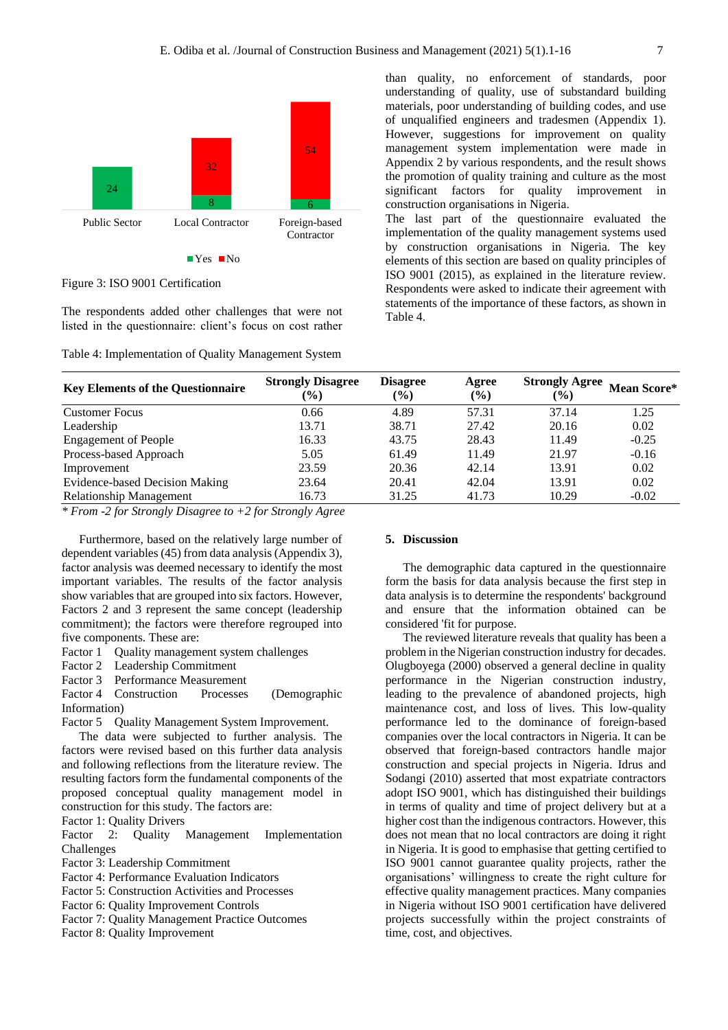Figure 3: ISO 9001 Certification

The respondents added other challenges that were not listed in the questionnaire: client's focus on cost rather than quality, no enforcement of standards, poor understanding of quality, use of substandard building materials, poor understanding of building codes, and use of unqualified engineers and tradesmen (Appendix 1). However, suggestions for improvement on quality management system implementation were made in Appendix 2 by various respondents, and the result shows the promotion of quality training and culture as the most significant factors for quality improvement in construction organisations in Nigeria.

The last part of the questionnaire evaluated the implementation of the quality management systems used by construction organisations in Nigeria. The key elements of this section are based on quality principles of ISO 9001 (2015), as explained in the literature review. Respondents were asked to indicate their agreement with statements of the importance of these factors, as shown in Table 4.

Table 4: Implementation of Quality Management System

| Key Elements of the Questionnaire | Strongly Disagree (%) | Disagree (%) | Agree (%) | Strongly Agree (%) | Mean Score* |
|---|---|---|---|---|---|
| Customer Focus | 0.66 | 4.89 | 57.31 | 37.14 | 1.25 |
| Leadership | 13.71 | 38.71 | 27.42 | 20.16 | 0.02 |
| Engagement of People | 16.33 | 43.75 | 28.43 | 11.49 | -0.25 |
| Process-based Approach | 5.05 | 61.49 | 11.49 | 21.97 | -0.16 |
| Improvement | 23.59 | 20.36 | 42.14 | 13.91 | 0.02 |
| Evidence-based Decision Making | 23.64 | 20.41 | 42.04 | 13.91 | 0.02 |
| Relationship Management | 16.73 | 31.25 | 41.73 | 10.29 | -0.02 |

*\* From -2 for Strongly Disagree to +2 for Strongly Agree*

Furthermore, based on the relatively large number of dependent variables (45) from data analysis (Appendix 3), factor analysis was deemed necessary to identify the most important variables. The results of the factor analysis show variables that are grouped into six factors. However, Factors 2 and 3 represent the same concept (leadership commitment); the factors were therefore regrouped into five components. These are:

Factor 1 Quality management system challenges
Factor 2 Leadership Commitment
Factor 3 Performance Measurement
Factor 4 Construction Processes (Demographic Information)
Factor 5 Quality Management System Improvement.

The data were subjected to further analysis. The factors were revised based on this further data analysis and following reflections from the literature review. The resulting factors form the fundamental components of the proposed conceptual quality management model in construction for this study. The factors are:

Factor 1: Quality Drivers
Factor 2: Quality Management Implementation Challenges
Factor 3: Leadership Commitment
Factor 4: Performance Evaluation Indicators
Factor 5: Construction Activities and Processes
Factor 6: Quality Improvement Controls
Factor 7: Quality Management Practice Outcomes
Factor 8: Quality Improvement

## 5. Discussion

The demographic data captured in the questionnaire form the basis for data analysis because the first step in data analysis is to determine the respondents' background and ensure that the information obtained can be considered 'fit for purpose.

The reviewed literature reveals that quality has been a problem in the Nigerian construction industry for decades. Olugboyega (2000) observed a general decline in quality performance in the Nigerian construction industry, leading to the prevalence of abandoned projects, high maintenance cost, and loss of lives. This low-quality performance led to the dominance of foreign-based companies over the local contractors in Nigeria. It can be observed that foreign-based contractors handle major construction and special projects in Nigeria. Idrus and Sodangi (2010) asserted that most expatriate contractors adopt ISO 9001, which has distinguished their buildings in terms of quality and time of project delivery but at a higher cost than the indigenous contractors. However, this does not mean that no local contractors are doing it right in Nigeria. It is good to emphasise that getting certified to ISO 9001 cannot guarantee quality projects, rather the organisations' willingness to create the right culture for effective quality management practices. Many companies in Nigeria without ISO 9001 certification have delivered projects successfully within the project constraints of time, cost, and objectives.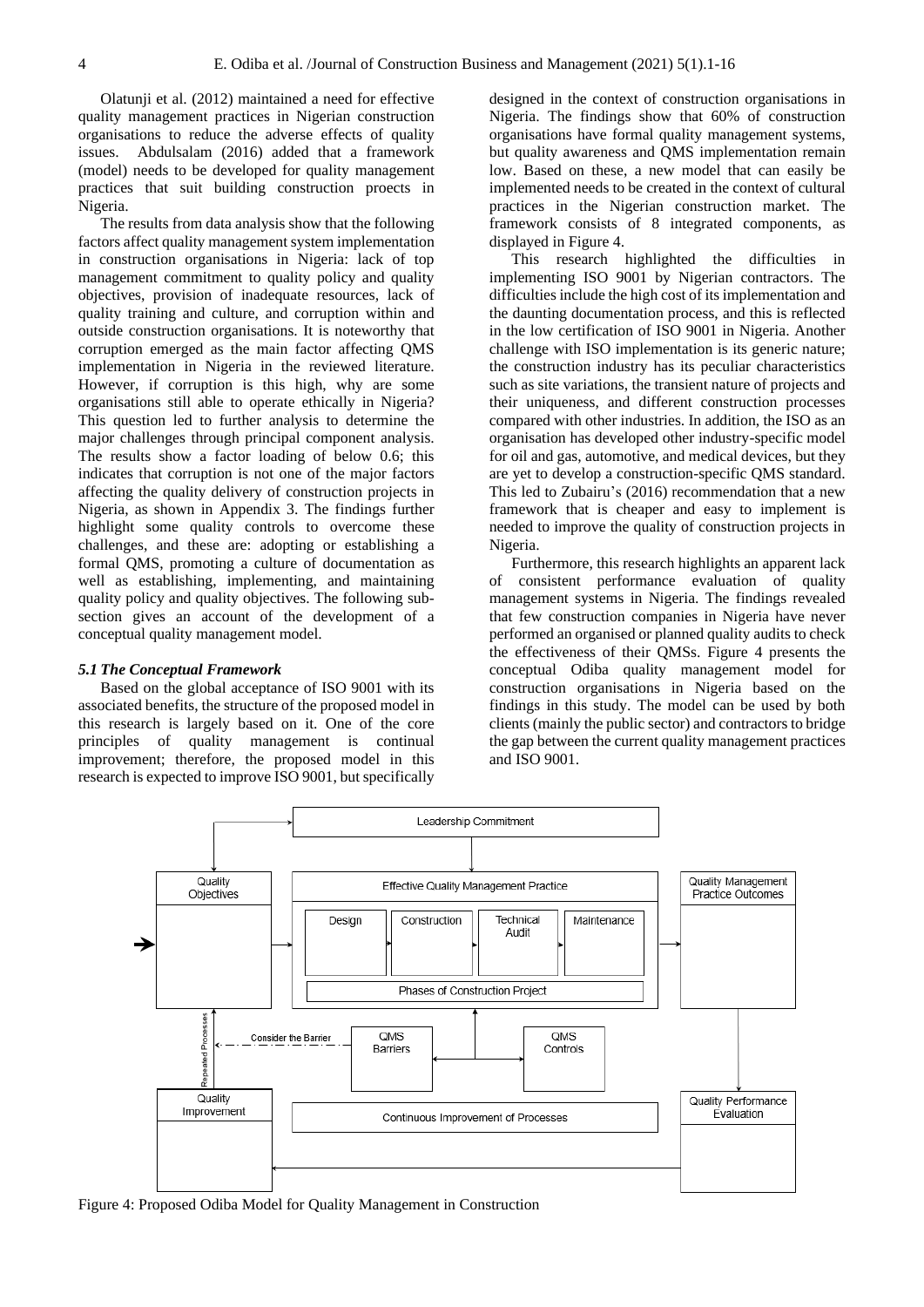Olatunji et al. (2012) maintained a need for effective quality management practices in Nigerian construction organisations to reduce the adverse effects of quality issues. Abdulsalam (2016) added that a framework (model) needs to be developed for quality management practices that suit building construction proects in Nigeria.

The results from data analysis show that the following factors affect quality management system implementation in construction organisations in Nigeria: lack of top management commitment to quality policy and quality objectives, provision of inadequate resources, lack of quality training and culture, and corruption within and outside construction organisations. It is noteworthy that corruption emerged as the main factor affecting QMS implementation in Nigeria in the reviewed literature. However, if corruption is this high, why are some organisations still able to operate ethically in Nigeria? This question led to further analysis to determine the major challenges through principal component analysis. The results show a factor loading of below 0.6; this indicates that corruption is not one of the major factors affecting the quality delivery of construction projects in Nigeria, as shown in Appendix 3. The findings further highlight some quality controls to overcome these challenges, and these are: adopting or establishing a formal QMS, promoting a culture of documentation as well as establishing, implementing, and maintaining quality policy and quality objectives. The following sub-section gives an account of the development of a conceptual quality management model.

### *5.1 The Conceptual Framework*

Based on the global acceptance of ISO 9001 with its associated benefits, the structure of the proposed model in this research is largely based on it. One of the core principles of quality management is continual improvement; therefore, the proposed model in this research is expected to improve ISO 9001, but specifically designed in the context of construction organisations in Nigeria. The findings show that 60% of construction organisations have formal quality management systems, but quality awareness and QMS implementation remain low. Based on these, a new model that can easily be implemented needs to be created in the context of cultural practices in the Nigerian construction market. The framework consists of 8 integrated components, as displayed in Figure 4.

This research highlighted the difficulties in implementing ISO 9001 by Nigerian contractors. The difficulties include the high cost of its implementation and the daunting documentation process, and this is reflected in the low certification of ISO 9001 in Nigeria. Another challenge with ISO implementation is its generic nature; the construction industry has its peculiar characteristics such as site variations, the transient nature of projects and their uniqueness, and different construction processes compared with other industries. In addition, the ISO as an organisation has developed other industry-specific model for oil and gas, automotive, and medical devices, but they are yet to develop a construction-specific QMS standard. This led to Zubairu's (2016) recommendation that a new framework that is cheaper and easy to implement is needed to improve the quality of construction projects in Nigeria.

Furthermore, this research highlights an apparent lack of consistent performance evaluation of quality management systems in Nigeria. The findings revealed that few construction companies in Nigeria have never performed an organised or planned quality audits to check the effectiveness of their QMSs. Figure 4 presents the conceptual Odiba quality management model for construction organisations in Nigeria based on the findings in this study. The model can be used by both clients (mainly the public sector) and contractors to bridge the gap between the current quality management practices and ISO 9001.

Figure 4: Proposed Odiba Model for Quality Management in Construction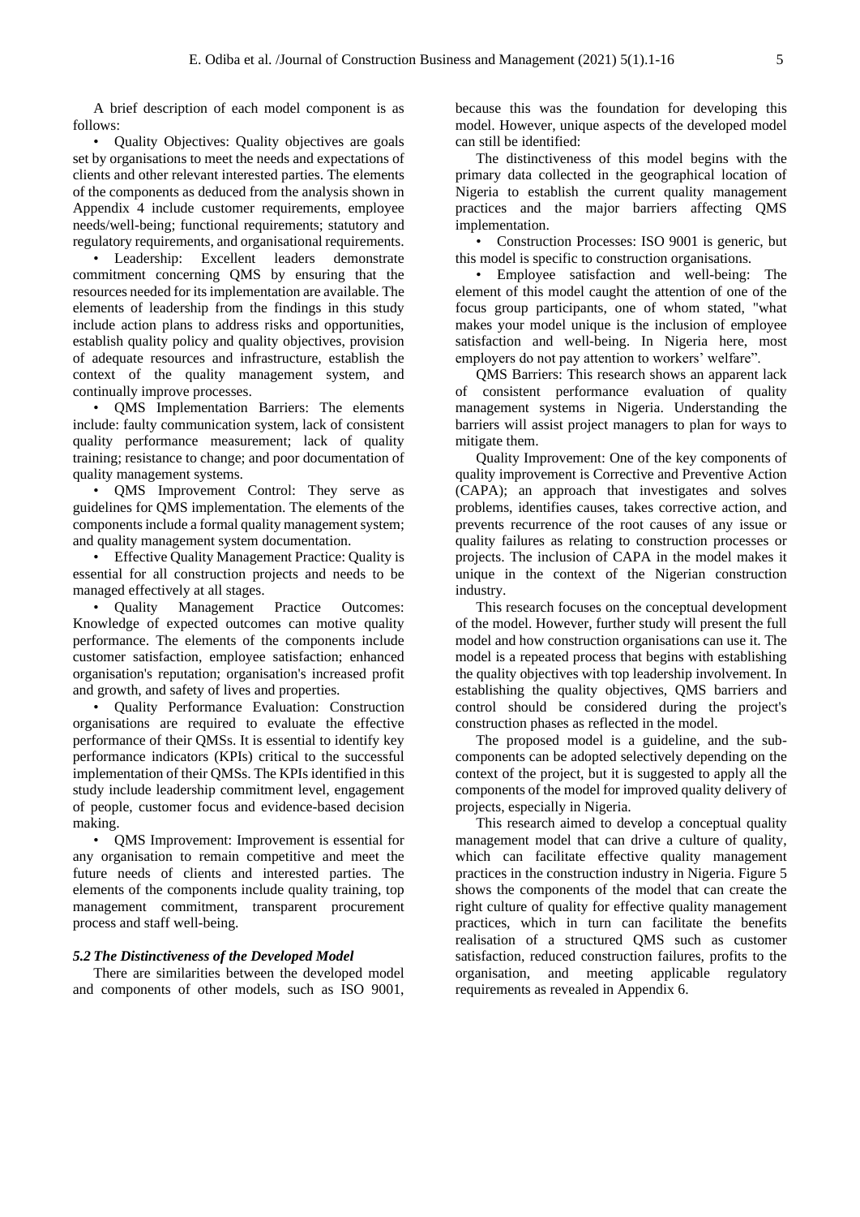A brief description of each model component is as follows:

- Quality Objectives: Quality objectives are goals set by organisations to meet the needs and expectations of clients and other relevant interested parties. The elements of the components as deduced from the analysis shown in Appendix 4 include customer requirements, employee needs/well-being; functional requirements; statutory and regulatory requirements, and organisational requirements.
- Leadership: Excellent leaders demonstrate commitment concerning QMS by ensuring that the resources needed for its implementation are available. The elements of leadership from the findings in this study include action plans to address risks and opportunities, establish quality policy and quality objectives, provision of adequate resources and infrastructure, establish the context of the quality management system, and continually improve processes.
- QMS Implementation Barriers: The elements include: faulty communication system, lack of consistent quality performance measurement; lack of quality training; resistance to change; and poor documentation of quality management systems.
- QMS Improvement Control: They serve as guidelines for QMS implementation. The elements of the components include a formal quality management system; and quality management system documentation.
- Effective Quality Management Practice: Quality is essential for all construction projects and needs to be managed effectively at all stages.
- Quality Management Practice Outcomes: Knowledge of expected outcomes can motive quality performance. The elements of the components include customer satisfaction, employee satisfaction; enhanced organisation's reputation; organisation's increased profit and growth, and safety of lives and properties.
- Quality Performance Evaluation: Construction organisations are required to evaluate the effective performance of their QMSs. It is essential to identify key performance indicators (KPIs) critical to the successful implementation of their QMSs. The KPIs identified in this study include leadership commitment level, engagement of people, customer focus and evidence-based decision making.
- QMS Improvement: Improvement is essential for any organisation to remain competitive and meet the future needs of clients and interested parties. The elements of the components include quality training, top management commitment, transparent procurement process and staff well-being.

### *5.2 The Distinctiveness of the Developed Model*

There are similarities between the developed model and components of other models, such as ISO 9001, because this was the foundation for developing this model. However, unique aspects of the developed model can still be identified:

The distinctiveness of this model begins with the primary data collected in the geographical location of Nigeria to establish the current quality management practices and the major barriers affecting QMS implementation.

- Construction Processes: ISO 9001 is generic, but this model is specific to construction organisations.
- Employee satisfaction and well-being: The element of this model caught the attention of one of the focus group participants, one of whom stated, "what makes your model unique is the inclusion of employee satisfaction and well-being. In Nigeria here, most employers do not pay attention to workers' welfare".

QMS Barriers: This research shows an apparent lack of consistent performance evaluation of quality management systems in Nigeria. Understanding the barriers will assist project managers to plan for ways to mitigate them.

Quality Improvement: One of the key components of quality improvement is Corrective and Preventive Action (CAPA); an approach that investigates and solves problems, identifies causes, takes corrective action, and prevents recurrence of the root causes of any issue or quality failures as relating to construction processes or projects. The inclusion of CAPA in the model makes it unique in the context of the Nigerian construction industry.

This research focuses on the conceptual development of the model. However, further study will present the full model and how construction organisations can use it. The model is a repeated process that begins with establishing the quality objectives with top leadership involvement. In establishing the quality objectives, QMS barriers and control should be considered during the project's construction phases as reflected in the model.

The proposed model is a guideline, and the sub-components can be adopted selectively depending on the context of the project, but it is suggested to apply all the components of the model for improved quality delivery of projects, especially in Nigeria.

This research aimed to develop a conceptual quality management model that can drive a culture of quality, which can facilitate effective quality management practices in the construction industry in Nigeria. Figure 5 shows the components of the model that can create the right culture of quality for effective quality management practices, which in turn can facilitate the benefits realisation of a structured QMS such as customer satisfaction, reduced construction failures, profits to the organisation, and meeting applicable regulatory requirements as revealed in Appendix 6.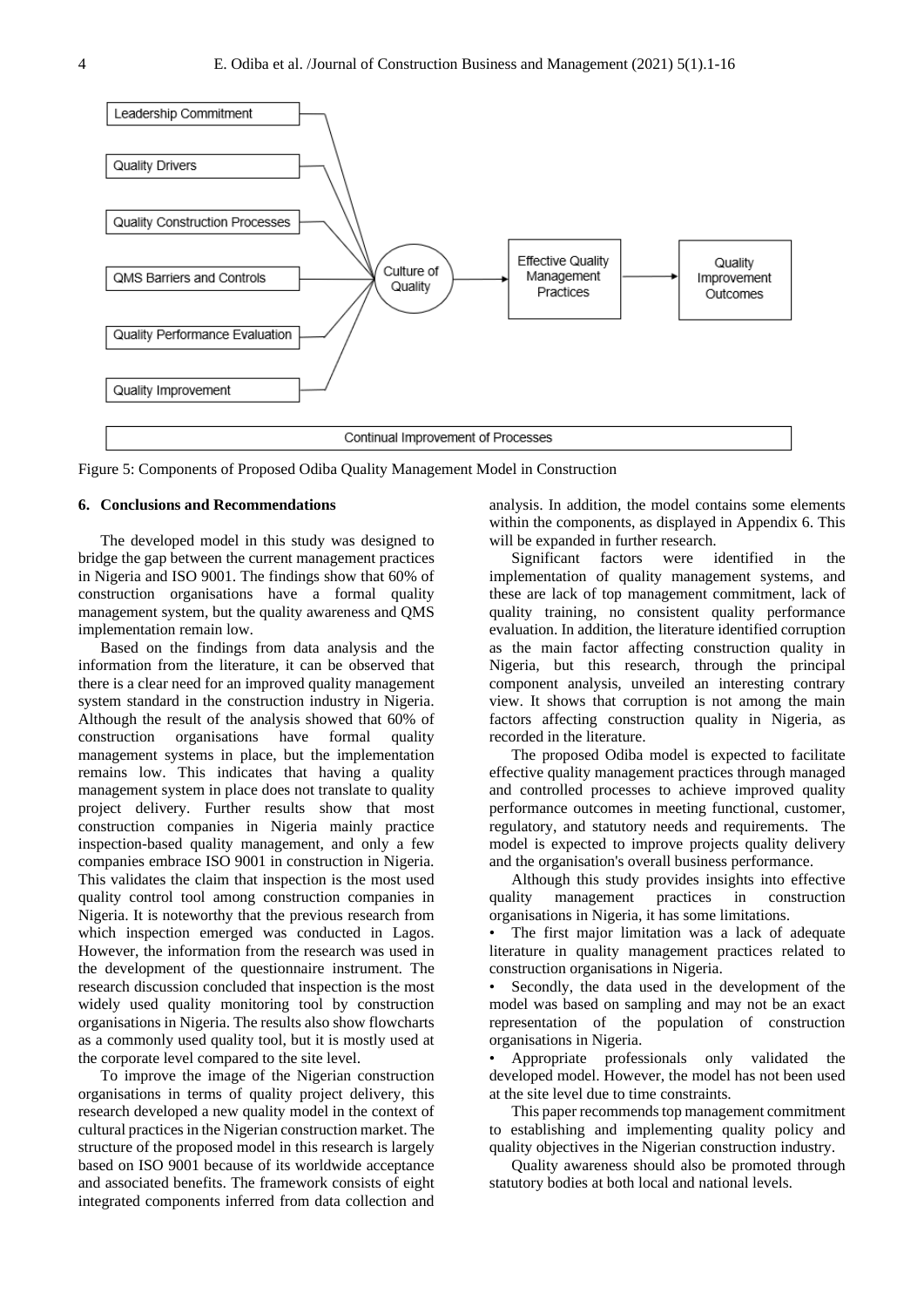Leadership Commitment

Quality Drivers

Quality Construction Processes

QMS Barriers and Controls

Quality Performance Evaluation

Quality Improvement

Culture of Quality → Effective Quality Management Practices → Quality Improvement Outcomes

Continual Improvement of Processes

Figure 5: Components of Proposed Odiba Quality Management Model in Construction

## 6. Conclusions and Recommendations

The developed model in this study was designed to bridge the gap between the current management practices in Nigeria and ISO 9001. The findings show that 60% of construction organisations have a formal quality management system, but the quality awareness and QMS implementation remain low.

Based on the findings from data analysis and the information from the literature, it can be observed that there is a clear need for an improved quality management system standard in the construction industry in Nigeria. Although the result of the analysis showed that 60% of construction organisations have formal quality management systems in place, but the implementation remains low. This indicates that having a quality management system in place does not translate to quality project delivery. Further results show that most construction companies in Nigeria mainly practice inspection-based quality management, and only a few companies embrace ISO 9001 in construction in Nigeria. This validates the claim that inspection is the most used quality control tool among construction companies in Nigeria. It is noteworthy that the previous research from which inspection emerged was conducted in Lagos. However, the information from the research was used in the development of the questionnaire instrument. The research discussion concluded that inspection is the most widely used quality monitoring tool by construction organisations in Nigeria. The results also show flowcharts as a commonly used quality tool, but it is mostly used at the corporate level compared to the site level.

To improve the image of the Nigerian construction organisations in terms of quality project delivery, this research developed a new quality model in the context of cultural practices in the Nigerian construction market. The structure of the proposed model in this research is largely based on ISO 9001 because of its worldwide acceptance and associated benefits. The framework consists of eight integrated components inferred from data collection and analysis. In addition, the model contains some elements within the components, as displayed in Appendix 6. This will be expanded in further research.

Significant factors were identified in the implementation of quality management systems, and these are lack of top management commitment, lack of quality training, no consistent quality performance evaluation. In addition, the literature identified corruption as the main factor affecting construction quality in Nigeria, but this research, through the principal component analysis, unveiled an interesting contrary view. It shows that corruption is not among the main factors affecting construction quality in Nigeria, as recorded in the literature.

The proposed Odiba model is expected to facilitate effective quality management practices through managed and controlled processes to achieve improved quality performance outcomes in meeting functional, customer, regulatory, and statutory needs and requirements. The model is expected to improve projects quality delivery and the organisation's overall business performance.

Although this study provides insights into effective quality management practices in construction organisations in Nigeria, it has some limitations.

- The first major limitation was a lack of adequate literature in quality management practices related to construction organisations in Nigeria.
- Secondly, the data used in the development of the model was based on sampling and may not be an exact representation of the population of construction organisations in Nigeria.
- Appropriate professionals only validated the developed model. However, the model has not been used at the site level due to time constraints.

This paper recommends top management commitment to establishing and implementing quality policy and quality objectives in the Nigerian construction industry.

Quality awareness should also be promoted through statutory bodies at both local and national levels.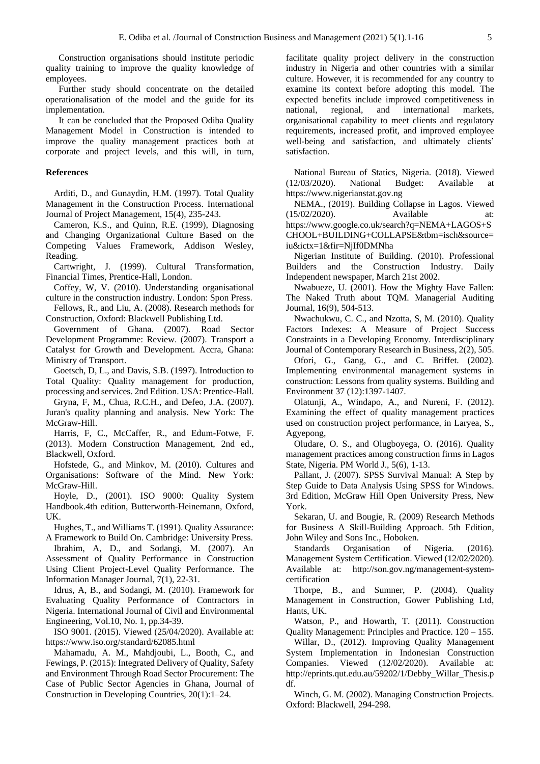Construction organisations should institute periodic quality training to improve the quality knowledge of employees.

Further study should concentrate on the detailed operationalisation of the model and the guide for its implementation.

It can be concluded that the Proposed Odiba Quality Management Model in Construction is intended to improve the quality management practices both at corporate and project levels, and this will, in turn, facilitate quality project delivery in the construction industry in Nigeria and other countries with a similar culture. However, it is recommended for any country to examine its context before adopting this model. The expected benefits include improved competitiveness in national, regional, and international markets, organisational capability to meet clients and regulatory requirements, increased profit, and improved employee well-being and satisfaction, and ultimately clients' satisfaction.

**References**

Arditi, D., and Gunaydin, H.M. (1997). Total Quality Management in the Construction Process. International Journal of Project Management, 15(4), 235-243.

Cameron, K.S., and Quinn, R.E. (1999), Diagnosing and Changing Organizational Culture Based on the Competing Values Framework, Addison Wesley, Reading.

Cartwright, J. (1999). Cultural Transformation, Financial Times, Prentice-Hall, London.

Coffey, W, V. (2010). Understanding organisational culture in the construction industry. London: Spon Press.

Fellows, R., and Liu, A. (2008). Research methods for Construction, Oxford: Blackwell Publishing Ltd.

Government of Ghana. (2007). Road Sector Development Programme: Review. (2007). Transport a Catalyst for Growth and Development. Accra, Ghana: Ministry of Transport.

Goetsch, D, L., and Davis, S.B. (1997). Introduction to Total Quality: Quality management for production, processing and services. 2nd Edition. USA: Prentice-Hall.

Gryna, F, M., Chua, R.C.H., and Defeo, J.A. (2007). Juran's quality planning and analysis. New York: The McGraw-Hill.

Harris, F, C., McCaffer, R., and Edum-Fotwe, F. (2013). Modern Construction Management, 2nd ed., Blackwell, Oxford.

Hofstede, G., and Minkov, M. (2010). Cultures and Organisations: Software of the Mind. New York: McGraw-Hill.

Hoyle, D., (2001). ISO 9000: Quality System Handbook.4th edition, Butterworth-Heinemann, Oxford, UK.

Hughes, T., and Williams T. (1991). Quality Assurance: A Framework to Build On. Cambridge: University Press.

Ibrahim, A, D., and Sodangi, M. (2007). An Assessment of Quality Performance in Construction Using Client Project-Level Quality Performance. The Information Manager Journal, 7(1), 22-31.

Idrus, A, B., and Sodangi, M. (2010). Framework for Evaluating Quality Performance of Contractors in Nigeria. International Journal of Civil and Environmental Engineering, Vol.10, No. 1, pp.34-39.

ISO 9001. (2015). Viewed (25/04/2020). Available at: https://www.iso.org/standard/62085.html

Mahamadu, A. M., Mahdjoubi, L., Booth, C., and Fewings, P. (2015): Integrated Delivery of Quality, Safety and Environment Through Road Sector Procurement: The Case of Public Sector Agencies in Ghana, Journal of Construction in Developing Countries, 20(1):1–24.

National Bureau of Statics, Nigeria. (2018). Viewed (12/03/2020). National Budget: Available at https://www.nigerianstat.gov.ng

NEMA., (2019). Building Collapse in Lagos. Viewed (15/02/2020). Available at: https://www.google.co.uk/search?q=NEMA+LAGOS+SCHOOL+BUILDING+COLLAPSE&tbm=isch&source=iu&ictx=1&fir=NjIf0DMNha

Nigerian Institute of Building. (2010). Professional Builders and the Construction Industry. Daily Independent newspaper, March 21st 2002.

Nwabueze, U. (2001). How the Mighty Have Fallen: The Naked Truth about TQM. Managerial Auditing Journal, 16(9), 504-513.

Nwachukwu, C. C., and Nzotta, S, M. (2010). Quality Factors Indexes: A Measure of Project Success Constraints in a Developing Economy. Interdisciplinary Journal of Contemporary Research in Business, 2(2), 505.

Ofori, G., Gang, G., and C. Briffet. (2002). Implementing environmental management systems in construction: Lessons from quality systems. Building and Environment 37 (12):1397-1407.

Olatunji, A., Windapo, A., and Nureni, F. (2012). Examining the effect of quality management practices used on construction project performance, in Laryea, S., Agyepong,

Oludare, O. S., and Olugboyega, O. (2016). Quality management practices among construction firms in Lagos State, Nigeria. PM World J., 5(6), 1-13.

Pallant, J. (2007). SPSS Survival Manual: A Step by Step Guide to Data Analysis Using SPSS for Windows. 3rd Edition, McGraw Hill Open University Press, New York.

Sekaran, U. and Bougie, R. (2009) Research Methods for Business A Skill-Building Approach. 5th Edition, John Wiley and Sons Inc., Hoboken.

Standards Organisation of Nigeria. (2016). Management System Certification. Viewed (12/02/2020). Available at: http://son.gov.ng/management-system-certification

Thorpe, B., and Sumner, P. (2004). Quality Management in Construction, Gower Publishing Ltd, Hants, UK.

Watson, P., and Howarth, T. (2011). Construction Quality Management: Principles and Practice. 120 – 155.

Willar, D., (2012). Improving Quality Management System Implementation in Indonesian Construction Companies. Viewed (12/02/2020). Available at: http://eprints.qut.edu.au/59202/1/Debby_Willar_Thesis.pdf.

Winch, G. M. (2002). Managing Construction Projects. Oxford: Blackwell, 294-298.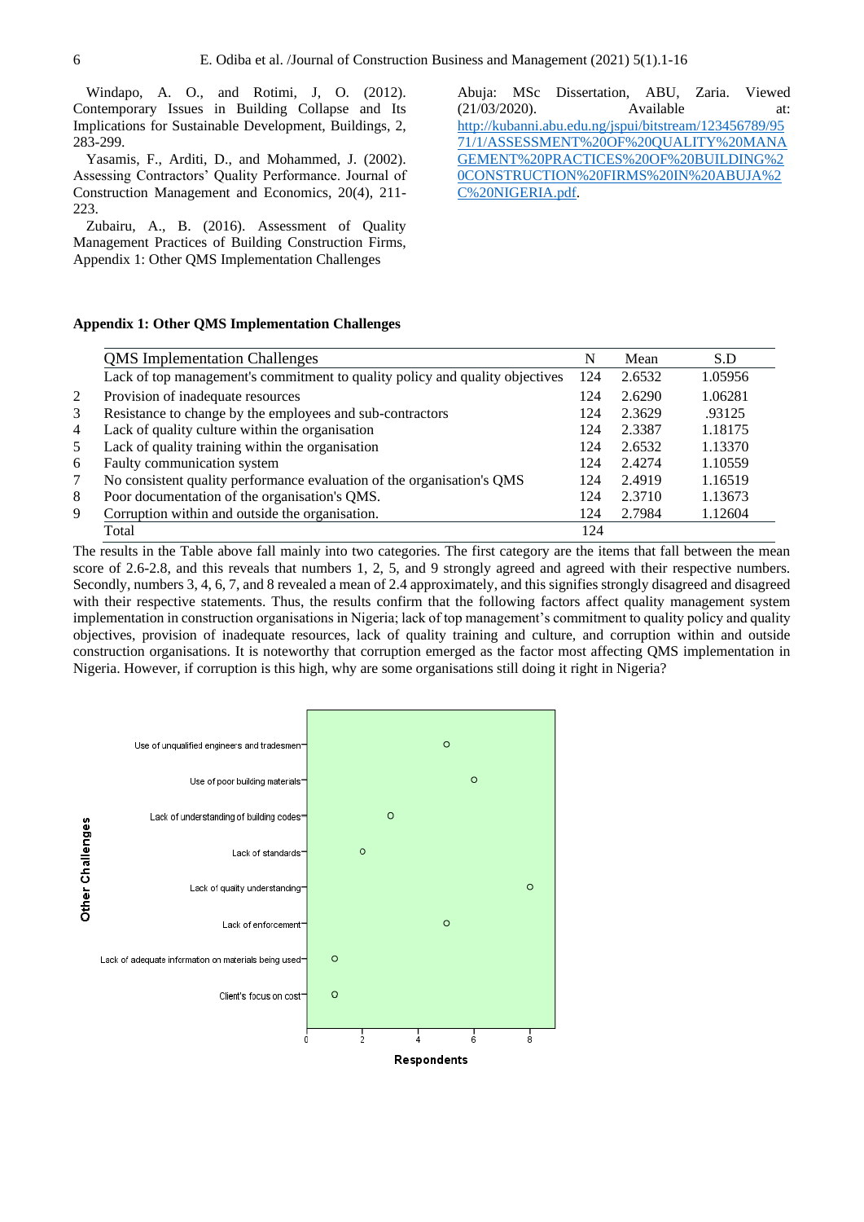Windapo, A. O., and Rotimi, J, O. (2012). Contemporary Issues in Building Collapse and Its Implications for Sustainable Development, Buildings, 2, 283-299.

Yasamis, F., Arditi, D., and Mohammed, J. (2002). Assessing Contractors' Quality Performance. Journal of Construction Management and Economics, 20(4), 211-223.

Zubairu, A., B. (2016). Assessment of Quality Management Practices of Building Construction Firms, Appendix 1: Other QMS Implementation Challenges Abuja: MSc Dissertation, ABU, Zaria. Viewed (21/03/2020). Available at: http://kubanni.abu.edu.ng/jspui/bitstream/123456789/9571/1/ASSESSMENT%20OF%20QUALITY%20MANAGEMENT%20PRACTICES%20OF%20BUILDING%20CONSTRUCTION%20FIRMS%20IN%20ABUJA%2C%20NIGERIA.pdf.

**Appendix 1: Other QMS Implementation Challenges**

| | QMS Implementation Challenges | N | Mean | S.D |
|---|---|---|---|---|
| | Lack of top management's commitment to quality policy and quality objectives | 124 | 2.6532 | 1.05956 |
| 2 | Provision of inadequate resources | 124 | 2.6290 | 1.06281 |
| 3 | Resistance to change by the employees and sub-contractors | 124 | 2.3629 | .93125 |
| 4 | Lack of quality culture within the organisation | 124 | 2.3387 | 1.18175 |
| 5 | Lack of quality training within the organisation | 124 | 2.6532 | 1.13370 |
| 6 | Faulty communication system | 124 | 2.4274 | 1.10559 |
| 7 | No consistent quality performance evaluation of the organisation's QMS | 124 | 2.4919 | 1.16519 |
| 8 | Poor documentation of the organisation's QMS. | 124 | 2.3710 | 1.13673 |
| 9 | Corruption within and outside the organisation. | 124 | 2.7984 | 1.12604 |
| | Total | 124 | | |

The results in the Table above fall mainly into two categories. The first category are the items that fall between the mean score of 2.6-2.8, and this reveals that numbers 1, 2, 5, and 9 strongly agreed and agreed with their respective numbers. Secondly, numbers 3, 4, 6, 7, and 8 revealed a mean of 2.4 approximately, and this signifies strongly disagreed and disagreed with their respective statements. Thus, the results confirm that the following factors affect quality management system implementation in construction organisations in Nigeria; lack of top management's commitment to quality policy and quality objectives, provision of inadequate resources, lack of quality training and culture, and corruption within and outside construction organisations. It is noteworthy that corruption emerged as the factor most affecting QMS implementation in Nigeria. However, if corruption is this high, why are some organisations still doing it right in Nigeria?

| Other Challenges | Respondents |
|---|---|
| Use of unqualified engineers and tradesmen | 5 |
| Use of poor building materials | 6 |
| Lack of understanding of building codes | 3 |
| Lack of standards | 2 |
| Lack of quaity understanding | 8 |
| Lack of enforcement | 5 |
| Lack of adequate information on materials being used | 1 |
| Client's focus on cost | 1 |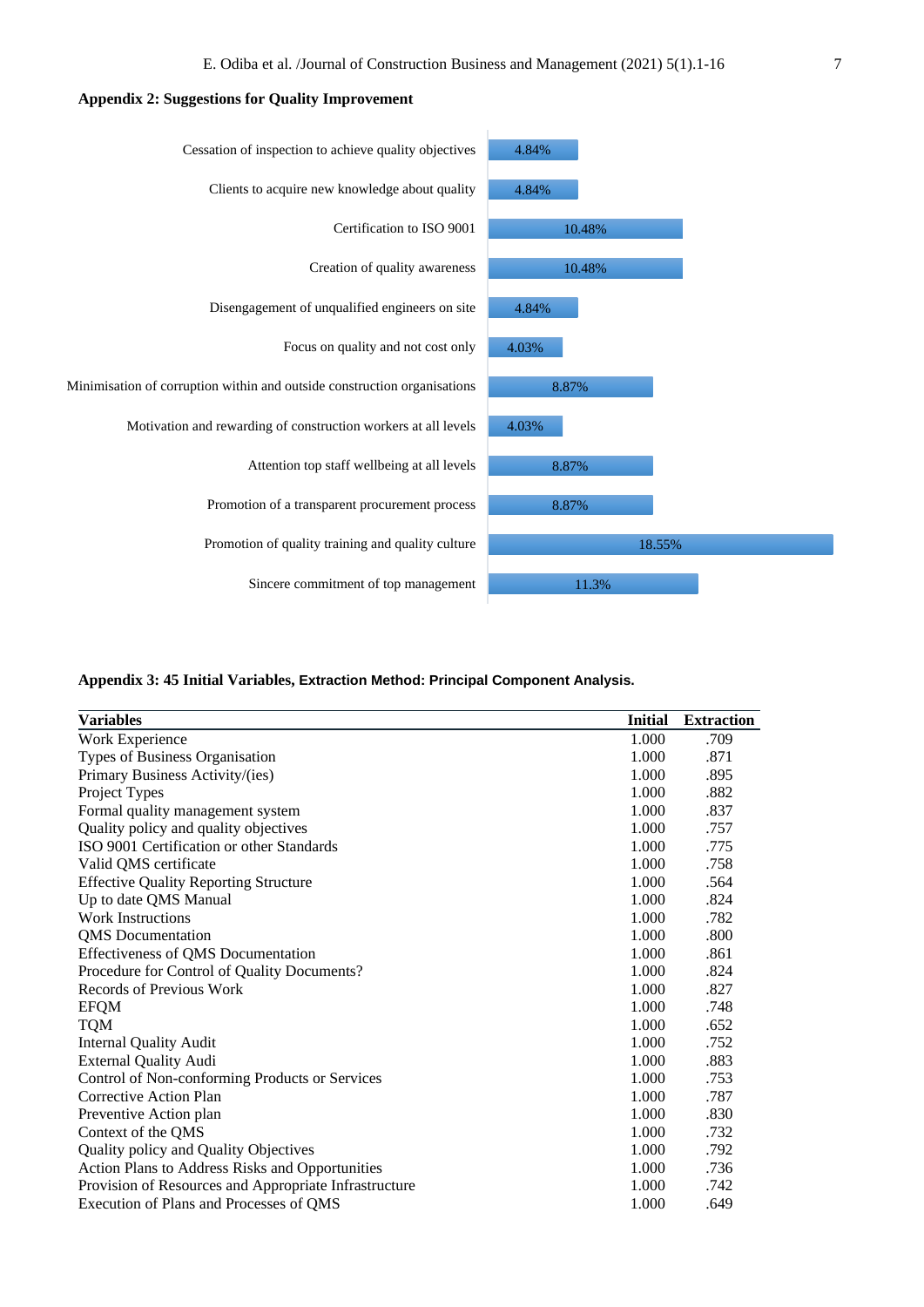**Appendix 2: Suggestions for Quality Improvement**

| Suggestion | Percentage |
|---|---|
| Cessation of inspection to achieve quality objectives | 4.84% |
| Clients to acquire new knowledge about quality | 4.84% |
| Certification to ISO 9001 | 10.48% |
| Creation of quality awareness | 10.48% |
| Disengagement of unqualified engineers on site | 4.84% |
| Focus on quality and not cost only | 4.03% |
| Minimisation of corruption within and outside construction organisations | 8.87% |
| Motivation and rewarding of construction workers at all levels | 4.03% |
| Attention top staff wellbeing at all levels | 8.87% |
| Promotion of a transparent procurement process | 8.87% |
| Promotion of quality training and quality culture | 18.55% |
| Sincere commitment of top management | 11.3% |

**Appendix 3: 45 Initial Variables, Extraction Method: Principal Component Analysis.**

| Variables | Initial | Extraction |
|---|---|---|
| Work Experience | 1.000 | .709 |
| Types of Business Organisation | 1.000 | .871 |
| Primary Business Activity/(ies) | 1.000 | .895 |
| Project Types | 1.000 | .882 |
| Formal quality management system | 1.000 | .837 |
| Quality policy and quality objectives | 1.000 | .757 |
| ISO 9001 Certification or other Standards | 1.000 | .775 |
| Valid QMS certificate | 1.000 | .758 |
| Effective Quality Reporting Structure | 1.000 | .564 |
| Up to date QMS Manual | 1.000 | .824 |
| Work Instructions | 1.000 | .782 |
| QMS Documentation | 1.000 | .800 |
| Effectiveness of QMS Documentation | 1.000 | .861 |
| Procedure for Control of Quality Documents? | 1.000 | .824 |
| Records of Previous Work | 1.000 | .827 |
| EFQM | 1.000 | .748 |
| TQM | 1.000 | .652 |
| Internal Quality Audit | 1.000 | .752 |
| External Quality Audi | 1.000 | .883 |
| Control of Non-conforming Products or Services | 1.000 | .753 |
| Corrective Action Plan | 1.000 | .787 |
| Preventive Action plan | 1.000 | .830 |
| Context of the QMS | 1.000 | .732 |
| Quality policy and Quality Objectives | 1.000 | .792 |
| Action Plans to Address Risks and Opportunities | 1.000 | .736 |
| Provision of Resources and Appropriate Infrastructure | 1.000 | .742 |
| Execution of Plans and Processes of QMS | 1.000 | .649 |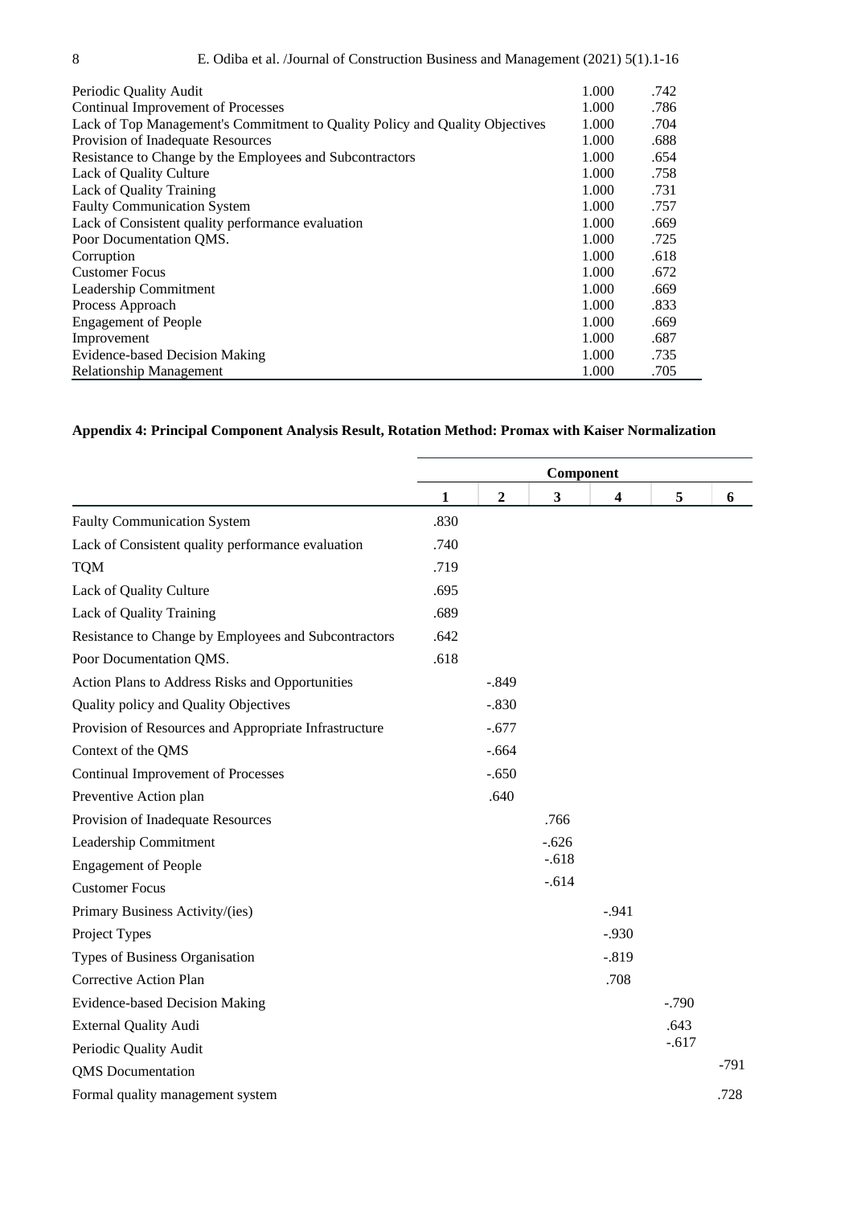| | | |
|---|---|---|
| Periodic Quality Audit | 1.000 | .742 |
| Continual Improvement of Processes | 1.000 | .786 |
| Lack of Top Management's Commitment to Quality Policy and Quality Objectives | 1.000 | .704 |
| Provision of Inadequate Resources | 1.000 | .688 |
| Resistance to Change by the Employees and Subcontractors | 1.000 | .654 |
| Lack of Quality Culture | 1.000 | .758 |
| Lack of Quality Training | 1.000 | .731 |
| Faulty Communication System | 1.000 | .757 |
| Lack of Consistent quality performance evaluation | 1.000 | .669 |
| Poor Documentation QMS. | 1.000 | .725 |
| Corruption | 1.000 | .618 |
| Customer Focus | 1.000 | .672 |
| Leadership Commitment | 1.000 | .669 |
| Process Approach | 1.000 | .833 |
| Engagement of People | 1.000 | .669 |
| Improvement | 1.000 | .687 |
| Evidence-based Decision Making | 1.000 | .735 |
| Relationship Management | 1.000 | .705 |

**Appendix 4: Principal Component Analysis Result, Rotation Method: Promax with Kaiser Normalization**

| | Component | | | | | |
|---|---|---|---|---|---|---|
| | **1** | **2** | **3** | **4** | **5** | **6** |
| Faulty Communication System | .830 | | | | | |
| Lack of Consistent quality performance evaluation | .740 | | | | | |
| TQM | .719 | | | | | |
| Lack of Quality Culture | .695 | | | | | |
| Lack of Quality Training | .689 | | | | | |
| Resistance to Change by Employees and Subcontractors | .642 | | | | | |
| Poor Documentation QMS. | .618 | | | | | |
| Action Plans to Address Risks and Opportunities | | -.849 | | | | |
| Quality policy and Quality Objectives | | -.830 | | | | |
| Provision of Resources and Appropriate Infrastructure | | -.677 | | | | |
| Context of the QMS | | -.664 | | | | |
| Continual Improvement of Processes | | -.650 | | | | |
| Preventive Action plan | | .640 | | | | |
| Provision of Inadequate Resources | | | .766 | | | |
| Leadership Commitment | | | -.626 | | | |
| Engagement of People | | | -.618 | | | |
| Customer Focus | | | -.614 | | | |
| Primary Business Activity/(ies) | | | | -.941 | | |
| Project Types | | | | -.930 | | |
| Types of Business Organisation | | | | -.819 | | |
| Corrective Action Plan | | | | .708 | | |
| Evidence-based Decision Making | | | | | -.790 | |
| External Quality Audi | | | | | .643 | |
| Periodic Quality Audit | | | | | -.617 | |
| QMS Documentation | | | | | | -791 |
| Formal quality management system | | | | | | .728 |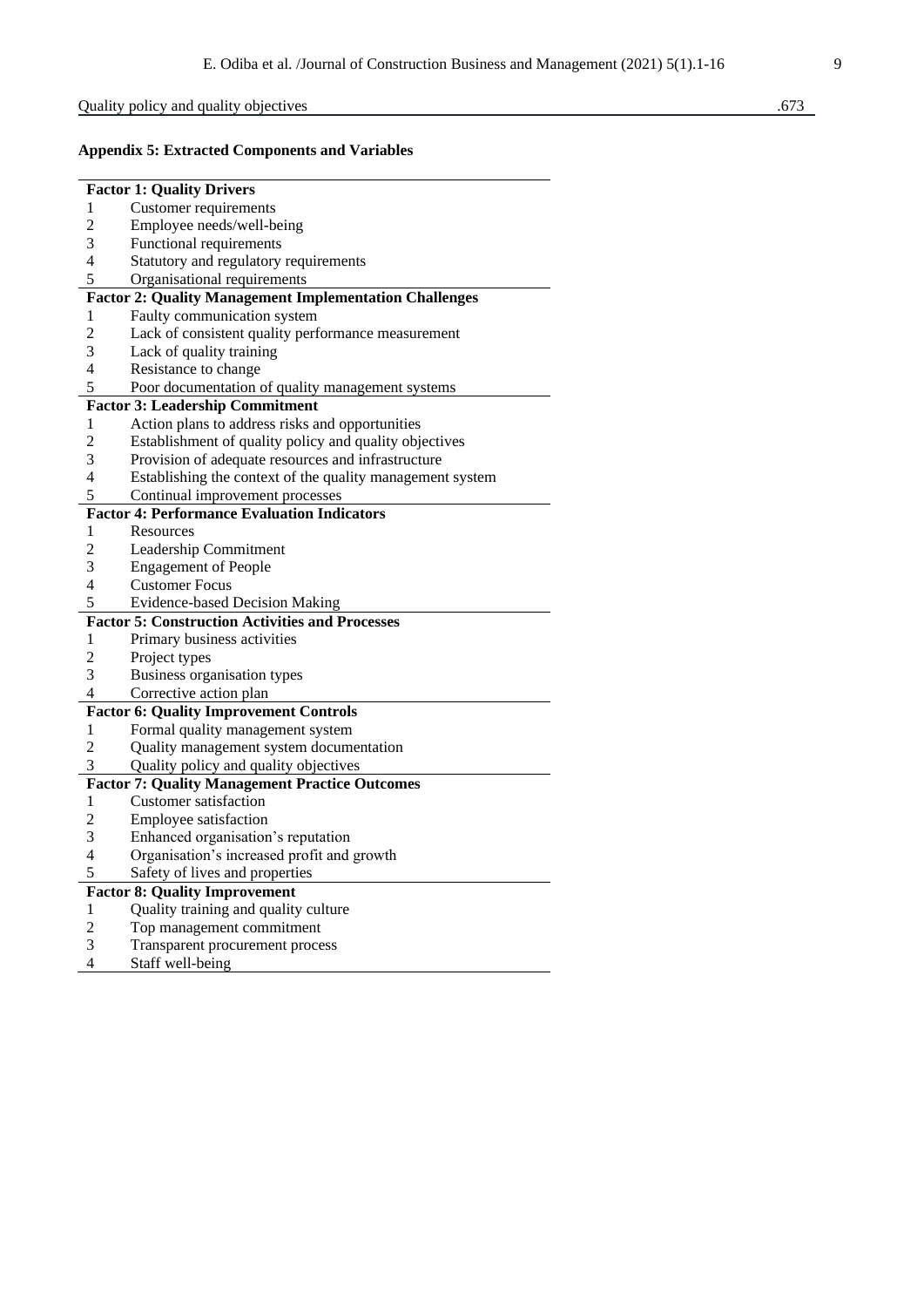| Quality policy and quality objectives | .673 |
|---|---|

**Appendix 5: Extracted Components and Variables**

| | |
|---|---|
| **Factor 1: Quality Drivers** | |
| 1 | Customer requirements |
| 2 | Employee needs/well-being |
| 3 | Functional requirements |
| 4 | Statutory and regulatory requirements |
| 5 | Organisational requirements |
| **Factor 2: Quality Management Implementation Challenges** | |
| 1 | Faulty communication system |
| 2 | Lack of consistent quality performance measurement |
| 3 | Lack of quality training |
| 4 | Resistance to change |
| 5 | Poor documentation of quality management systems |
| **Factor 3: Leadership Commitment** | |
| 1 | Action plans to address risks and opportunities |
| 2 | Establishment of quality policy and quality objectives |
| 3 | Provision of adequate resources and infrastructure |
| 4 | Establishing the context of the quality management system |
| 5 | Continual improvement processes |
| **Factor 4: Performance Evaluation Indicators** | |
| 1 | Resources |
| 2 | Leadership Commitment |
| 3 | Engagement of People |
| 4 | Customer Focus |
| 5 | Evidence-based Decision Making |
| **Factor 5: Construction Activities and Processes** | |
| 1 | Primary business activities |
| 2 | Project types |
| 3 | Business organisation types |
| 4 | Corrective action plan |
| **Factor 6: Quality Improvement Controls** | |
| 1 | Formal quality management system |
| 2 | Quality management system documentation |
| 3 | Quality policy and quality objectives |
| **Factor 7: Quality Management Practice Outcomes** | |
| 1 | Customer satisfaction |
| 2 | Employee satisfaction |
| 3 | Enhanced organisation's reputation |
| 4 | Organisation's increased profit and growth |
| 5 | Safety of lives and properties |
| **Factor 8: Quality Improvement** | |
| 1 | Quality training and quality culture |
| 2 | Top management commitment |
| 3 | Transparent procurement process |
| 4 | Staff well-being |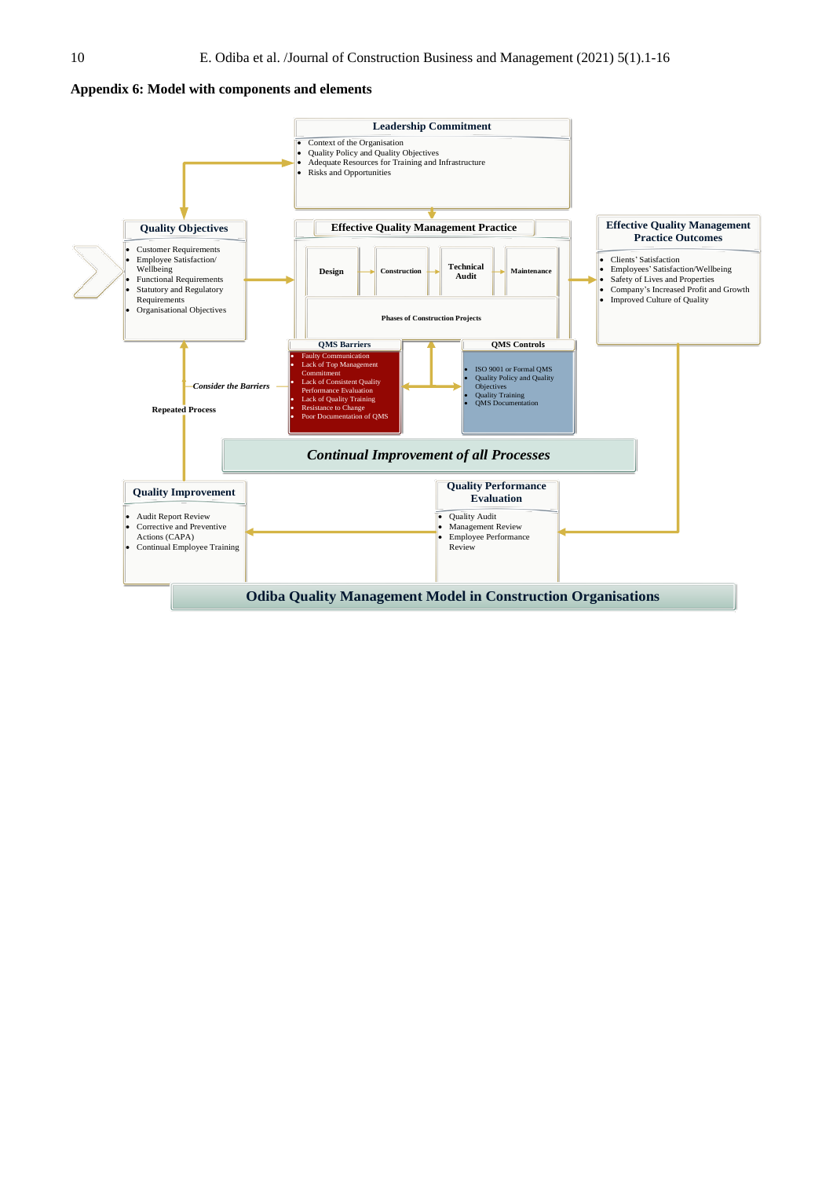**Appendix 6: Model with components and elements**

Leadership Commitment

- Context of the Organisation
- Quality Policy and Quality Objectives
- Adequate Resources for Training and Infrastructure
- Risks and Opportunities

Quality Objectives

- Customer Requirements
- Employee Satisfaction/ Wellbeing
- Functional Requirements
- Statutory and Regulatory Requirements
- Organisational Objectives

Effective Quality Management Practice

Design → Construction → Technical Audit → Maintenance

Phases of Construction Projects

Effective Quality Management Practice Outcomes

- Clients' Satisfaction
- Employees' Satisfaction/Wellbeing
- Safety of Lives and Properties
- Company's Increased Profit and Growth
- Improved Culture of Quality

QMS Barriers

- Faulty Communication
- Lack of Top Management Commitment
- Lack of Consistent Quality Performance Evaluation
- Lack of Quality Training
- Resistance to Change
- Poor Documentation of QMS

QMS Controls

- ISO 9001 or Formal QMS
- Quality Policy and Quality Objectives
- Quality Training
- QMS Documentation

*Consider the Barriers*

Repeated Process

*Continual Improvement of all Processes*

Quality Improvement

- Audit Report Review
- Corrective and Preventive Actions (CAPA)
- Continual Employee Training

Quality Performance Evaluation

- Quality Audit
- Management Review
- Employee Performance Review

Odiba Quality Management Model in Construction Organisations